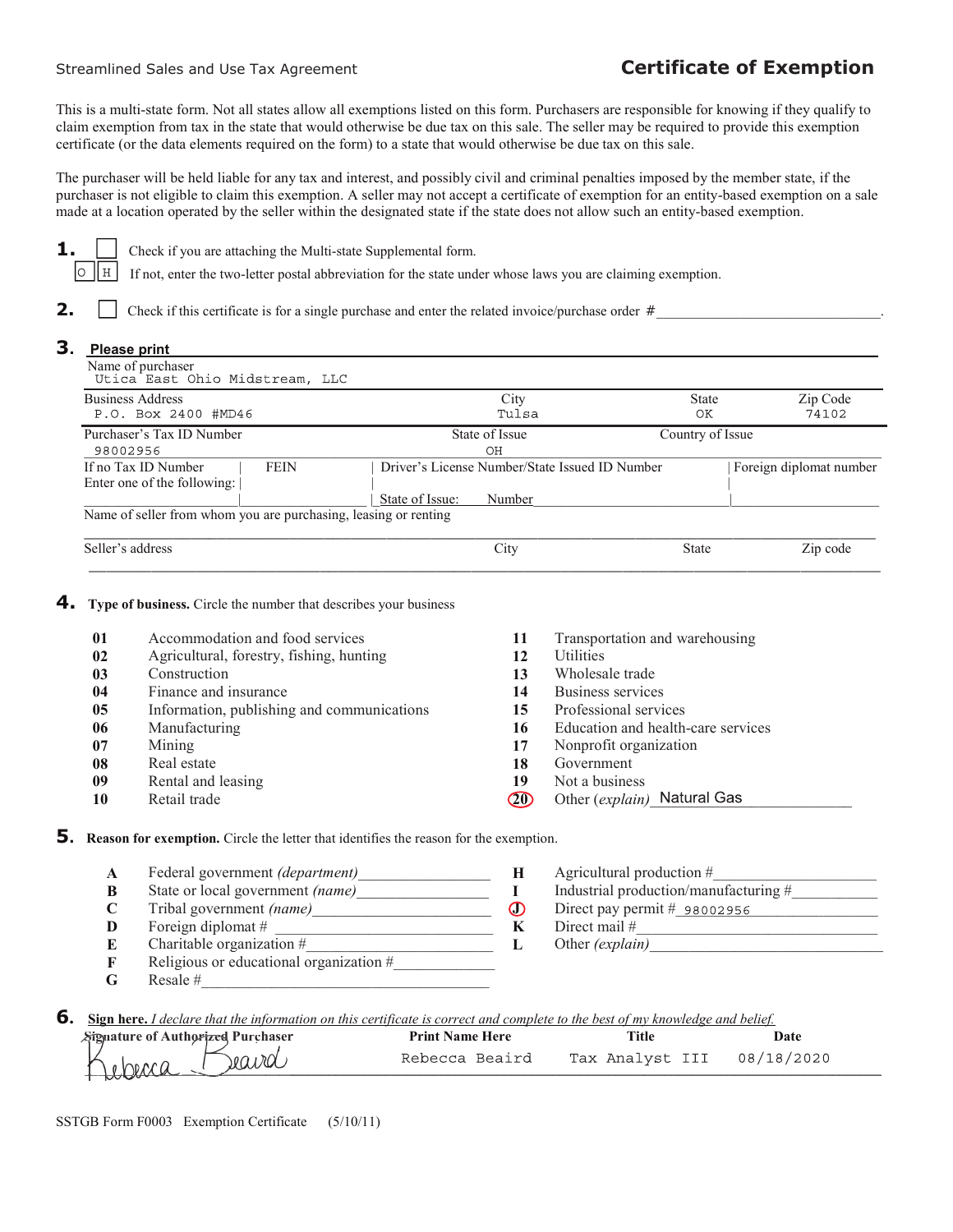Streamlined Sales and Use Tax Agreement

# Certificate of Exemption

This is a multi-state form. Not all states allow all exemptions listed on this form. Purchasers are responsible for knowing if they qualify to claim exemption from tax in the state that would otherwise be due tax on this sale. The seller may be required to provide this exemption certificate (or the data elements required on the form) to a state that would otherwise be due tax on this sale.

The purchaser will be held liable for any tax and interest, and possibly civil and criminal penalties imposed by the member state, if the purchaser is not eligible to claim this exemption. A seller may not accept a certificate of exemption for an entity-based exemption on a sale made at a location operated by the seller within the designated state if the state does not allow such an entity-based exemption.

**1.** ☐ Check if you are attaching the Multi-state Supplemental form.

O H  If not, enter the two-letter postal abbreviation for the state under whose laws you are claiming exemption.

**2.** ☐ Check if this certificate is for a single purchase and enter the related invoice/purchase order #\_\_\_\_\_\_\_\_\_\_\_\_\_\_\_\_\_\_\_\_\_\_\_\_\_\_\_\_\_\_.

**3. Please print**

Name of purchaser: Utica East Ohio Midstream, LLC

| Business Address | City | State | Zip Code |
|---|---|---|---|
| P.O. Box 2400 #MD46 | Tulsa | OK | 74102 |

| Purchaser's Tax ID Number | State of Issue | Country of Issue |
|---|---|---|
| 98002956 | OH | |

| If no Tax ID Number Enter one of the following: | FEIN | Driver's License Number/State Issued ID Number | Foreign diplomat number |
|---|---|---|---|
| | | State of Issue: Number | |

Name of seller from whom you are purchasing, leasing or renting

| Seller's address | City | State | Zip code |
|---|---|---|---|
| | | | |

**4. Type of business.** Circle the number that describes your business

| | | | |
|---|---|---|---|
| **01** | Accommodation and food services | **11** | Transportation and warehousing |
| **02** | Agricultural, forestry, fishing, hunting | **12** | Utilities |
| **03** | Construction | **13** | Wholesale trade |
| **04** | Finance and insurance | **14** | Business services |
| **05** | Information, publishing and communications | **15** | Professional services |
| **06** | Manufacturing | **16** | Education and health-care services |
| **07** | Mining | **17** | Nonprofit organization |
| **08** | Real estate | **18** | Government |
| **09** | Rental and leasing | **19** | Not a business |
| **10** | Retail trade | **(20)** | Other *(explain)* Natural Gas |

**5. Reason for exemption.** Circle the letter that identifies the reason for the exemption.

| | | | |
|---|---|---|---|
| **A** | Federal government *(department)*\_\_\_\_\_\_\_\_\_\_ | **H** | Agricultural production #\_\_\_\_\_\_\_\_\_\_ |
| **B** | State or local government *(name)*\_\_\_\_\_\_\_\_\_\_ | **I** | Industrial production/manufacturing #\_\_\_\_\_\_\_\_\_\_ |
| **C** | Tribal government *(name)*\_\_\_\_\_\_\_\_\_\_ | **(J)** | Direct pay permit # 98002956 |
| **D** | Foreign diplomat #\_\_\_\_\_\_\_\_\_\_ | **K** | Direct mail #\_\_\_\_\_\_\_\_\_\_ |
| **E** | Charitable organization #\_\_\_\_\_\_\_\_\_\_ | **L** | Other *(explain)*\_\_\_\_\_\_\_\_\_\_ |
| **F** | Religious or educational organization #\_\_\_\_\_\_\_\_\_\_ | | |
| **G** | Resale #\_\_\_\_\_\_\_\_\_\_ | | |

**6. Sign here.** *I declare that the information on this certificate is correct and complete to the best of my knowledge and belief.*

| Signature of Authorized Purchaser | Print Name Here | Title | Date |
|---|---|---|---|
| Rebecca Beaird | Rebecca Beaird | Tax Analyst III | 08/18/2020 |

SSTGB Form F0003 Exemption Certificate (5/10/11)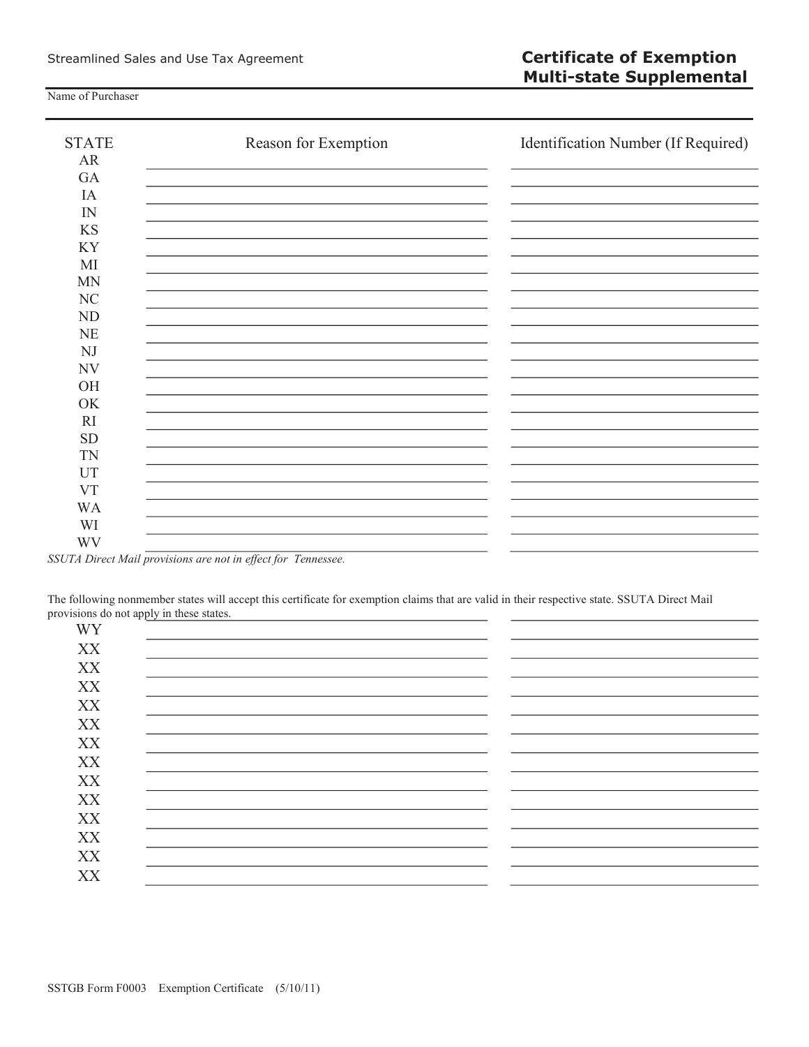Streamlined Sales and Use Tax Agreement

# Certificate of Exemption Multi-state Supplemental

Name of Purchaser

| STATE | Reason for Exemption | Identification Number (If Required) |
|---|---|---|
| AR | | |
| GA | | |
| IA | | |
| IN | | |
| KS | | |
| KY | | |
| MI | | |
| MN | | |
| NC | | |
| ND | | |
| NE | | |
| NJ | | |
| NV | | |
| OH | | |
| OK | | |
| RI | | |
| SD | | |
| TN | | |
| UT | | |
| VT | | |
| WA | | |
| WI | | |
| WV | | |

*SSUTA Direct Mail provisions are not in effect for Tennessee.*

The following nonmember states will accept this certificate for exemption claims that are valid in their respective state. SSUTA Direct Mail provisions do not apply in these states.

| | | |
|---|---|---|
| WY | | |
| XX | | |
| XX | | |
| XX | | |
| XX | | |
| XX | | |
| XX | | |
| XX | | |
| XX | | |
| XX | | |
| XX | | |
| XX | | |
| XX | | |
| XX | | |

SSTGB Form F0003 Exemption Certificate (5/10/11)